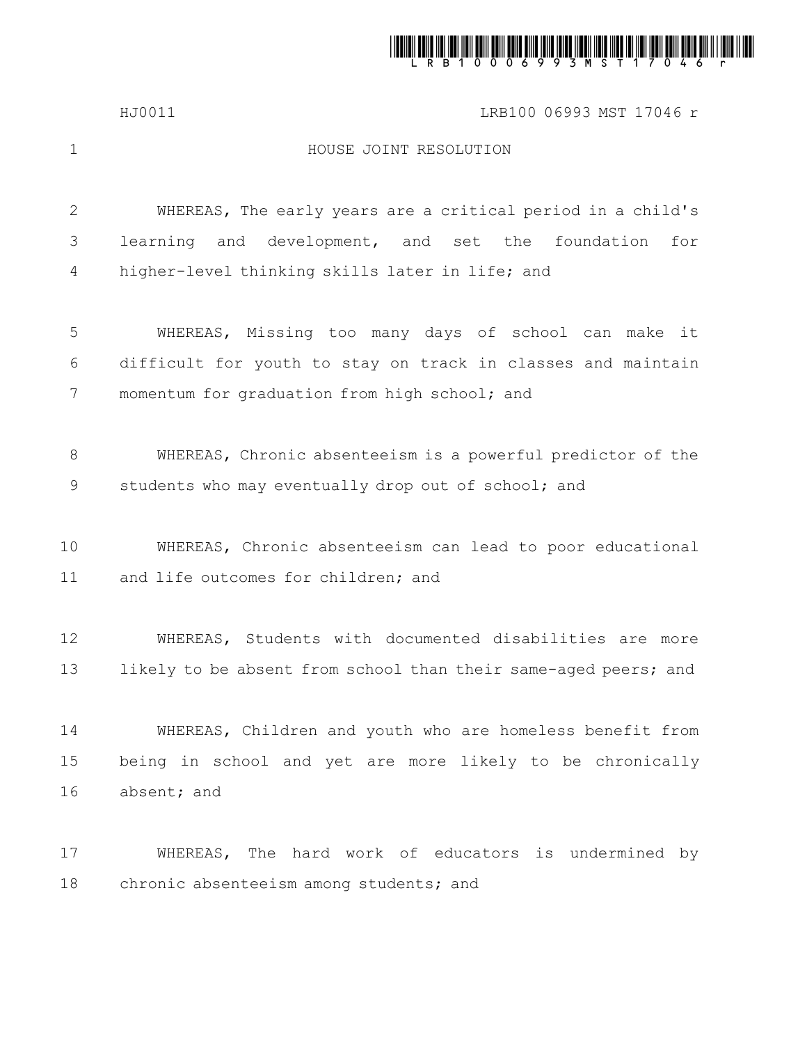# HOUSE JOINT RESOLUTION

WHEREAS, The early years are a critical period in a child's learning and development, and set the foundation for higher-level thinking skills later in life; and

WHEREAS, Missing too many days of school can make it difficult for youth to stay on track in classes and maintain momentum for graduation from high school; and

WHEREAS, Chronic absenteeism is a powerful predictor of the students who may eventually drop out of school; and

WHEREAS, Chronic absenteeism can lead to poor educational and life outcomes for children; and

WHEREAS, Students with documented disabilities are more likely to be absent from school than their same-aged peers; and

WHEREAS, Children and youth who are homeless benefit from being in school and yet are more likely to be chronically absent; and

WHEREAS, The hard work of educators is undermined by chronic absenteeism among students; and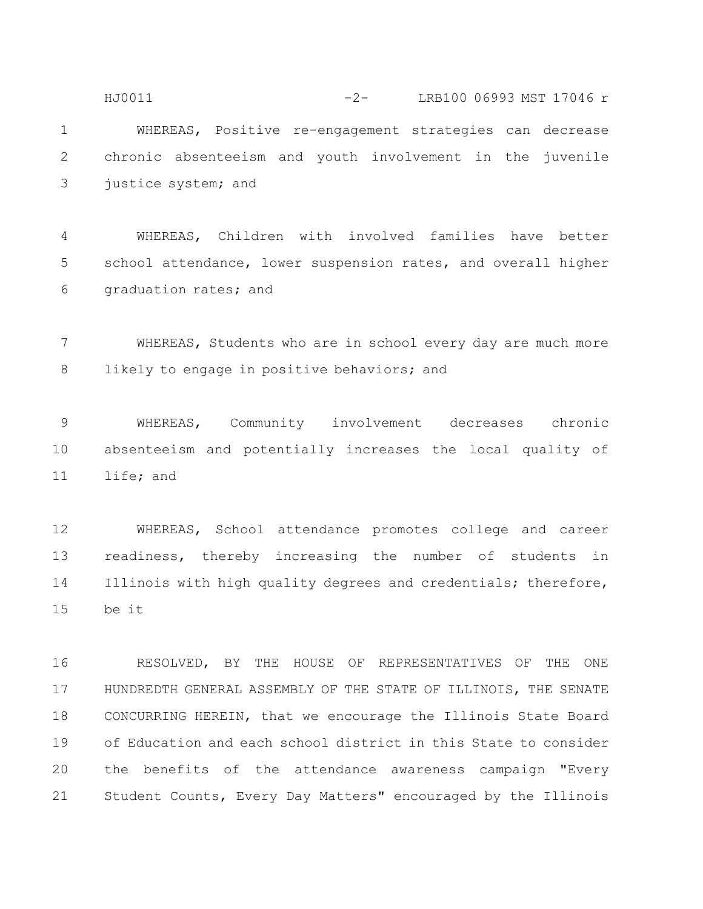WHEREAS, Positive re-engagement strategies can decrease chronic absenteeism and youth involvement in the juvenile justice system; and

WHEREAS, Children with involved families have better school attendance, lower suspension rates, and overall higher graduation rates; and

WHEREAS, Students who are in school every day are much more likely to engage in positive behaviors; and

WHEREAS, Community involvement decreases chronic absenteeism and potentially increases the local quality of life; and

WHEREAS, School attendance promotes college and career readiness, thereby increasing the number of students in Illinois with high quality degrees and credentials; therefore, be it

RESOLVED, BY THE HOUSE OF REPRESENTATIVES OF THE ONE HUNDREDTH GENERAL ASSEMBLY OF THE STATE OF ILLINOIS, THE SENATE CONCURRING HEREIN, that we encourage the Illinois State Board of Education and each school district in this State to consider the benefits of the attendance awareness campaign "Every Student Counts, Every Day Matters" encouraged by the Illinois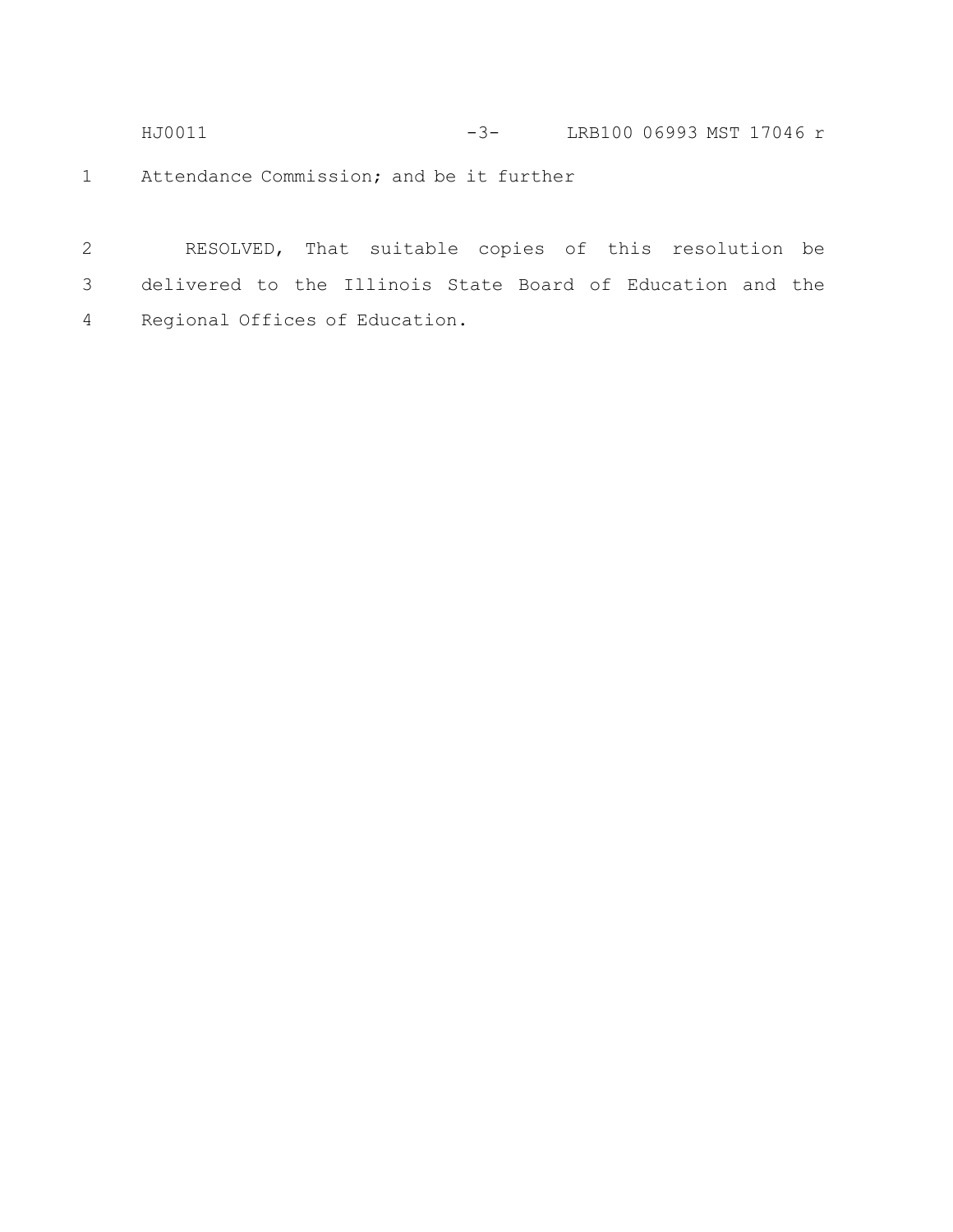Attendance Commission; and be it further

RESOLVED, That suitable copies of this resolution be delivered to the Illinois State Board of Education and the Regional Offices of Education.